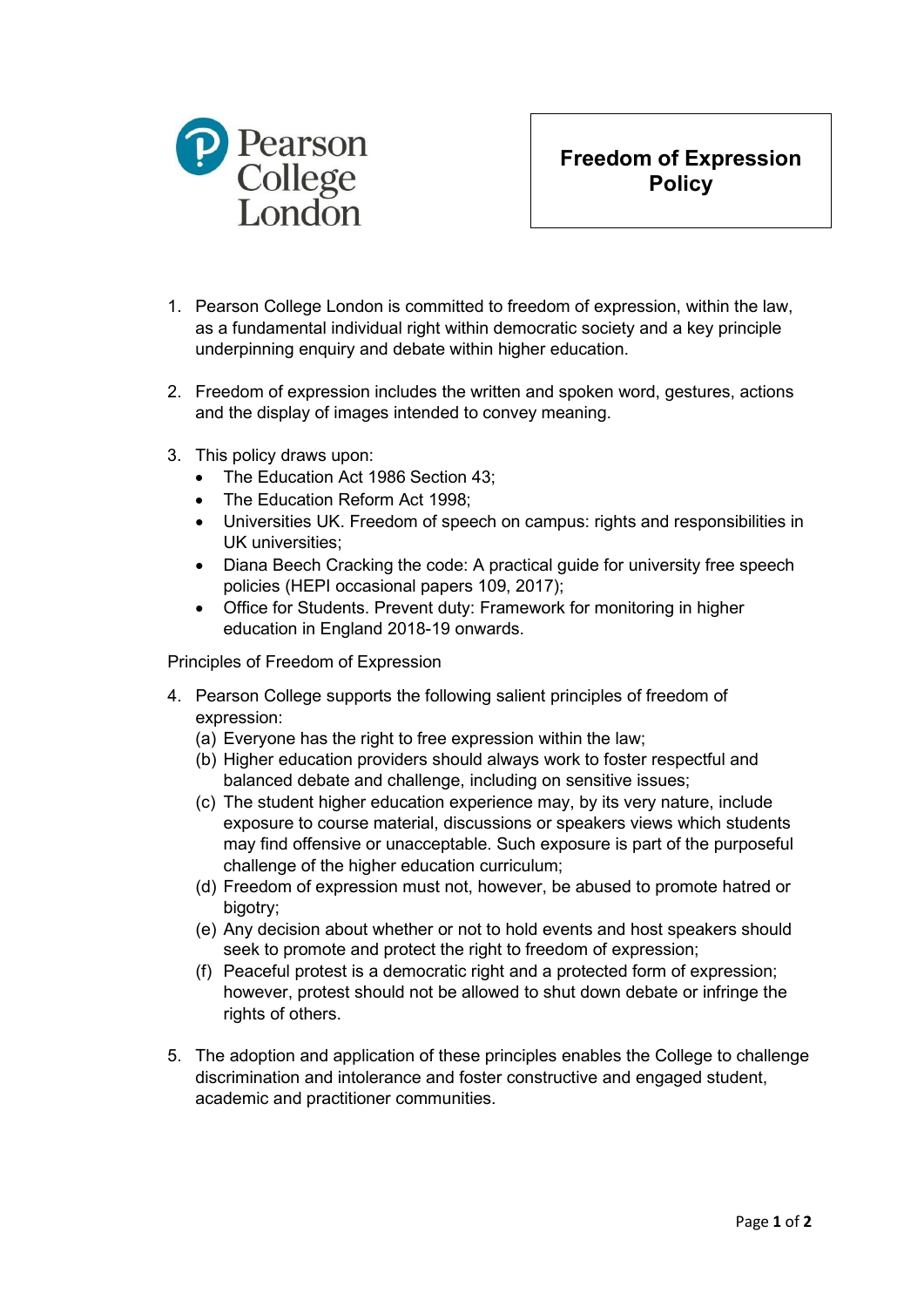Pearson College London

# Freedom of Expression Policy

1. Pearson College London is committed to freedom of expression, within the law, as a fundamental individual right within democratic society and a key principle underpinning enquiry and debate within higher education.

2. Freedom of expression includes the written and spoken word, gestures, actions and the display of images intended to convey meaning.

3. This policy draws upon:
   - The Education Act 1986 Section 43;
   - The Education Reform Act 1998;
   - Universities UK. Freedom of speech on campus: rights and responsibilities in UK universities;
   - Diana Beech Cracking the code: A practical guide for university free speech policies (HEPI occasional papers 109, 2017);
   - Office for Students. Prevent duty: Framework for monitoring in higher education in England 2018-19 onwards.

## Principles of Freedom of Expression

4. Pearson College supports the following salient principles of freedom of expression:
   (a) Everyone has the right to free expression within the law;
   (b) Higher education providers should always work to foster respectful and balanced debate and challenge, including on sensitive issues;
   (c) The student higher education experience may, by its very nature, include exposure to course material, discussions or speakers views which students may find offensive or unacceptable. Such exposure is part of the purposeful challenge of the higher education curriculum;
   (d) Freedom of expression must not, however, be abused to promote hatred or bigotry;
   (e) Any decision about whether or not to hold events and host speakers should seek to promote and protect the right to freedom of expression;
   (f) Peaceful protest is a democratic right and a protected form of expression; however, protest should not be allowed to shut down debate or infringe the rights of others.

5. The adoption and application of these principles enables the College to challenge discrimination and intolerance and foster constructive and engaged student, academic and practitioner communities.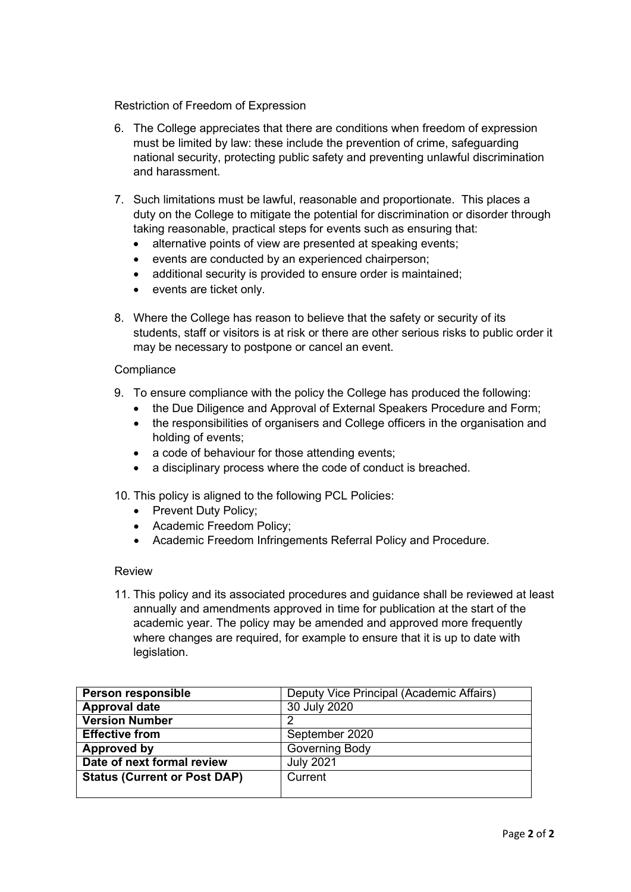Restriction of Freedom of Expression

6. The College appreciates that there are conditions when freedom of expression must be limited by law: these include the prevention of crime, safeguarding national security, protecting public safety and preventing unlawful discrimination and harassment.

7. Such limitations must be lawful, reasonable and proportionate. This places a duty on the College to mitigate the potential for discrimination or disorder through taking reasonable, practical steps for events such as ensuring that:
   - alternative points of view are presented at speaking events;
   - events are conducted by an experienced chairperson;
   - additional security is provided to ensure order is maintained;
   - events are ticket only.

8. Where the College has reason to believe that the safety or security of its students, staff or visitors is at risk or there are other serious risks to public order it may be necessary to postpone or cancel an event.

Compliance

9. To ensure compliance with the policy the College has produced the following:
   - the Due Diligence and Approval of External Speakers Procedure and Form;
   - the responsibilities of organisers and College officers in the organisation and holding of events;
   - a code of behaviour for those attending events;
   - a disciplinary process where the code of conduct is breached.

10. This policy is aligned to the following PCL Policies:
    - Prevent Duty Policy;
    - Academic Freedom Policy;
    - Academic Freedom Infringements Referral Policy and Procedure.

Review

11. This policy and its associated procedures and guidance shall be reviewed at least annually and amendments approved in time for publication at the start of the academic year. The policy may be amended and approved more frequently where changes are required, for example to ensure that it is up to date with legislation.

| | |
|---|---|
| **Person responsible** | Deputy Vice Principal (Academic Affairs) |
| **Approval date** | 30 July 2020 |
| **Version Number** | 2 |
| **Effective from** | September 2020 |
| **Approved by** | Governing Body |
| **Date of next formal review** | July 2021 |
| **Status (Current or Post DAP)** | Current |